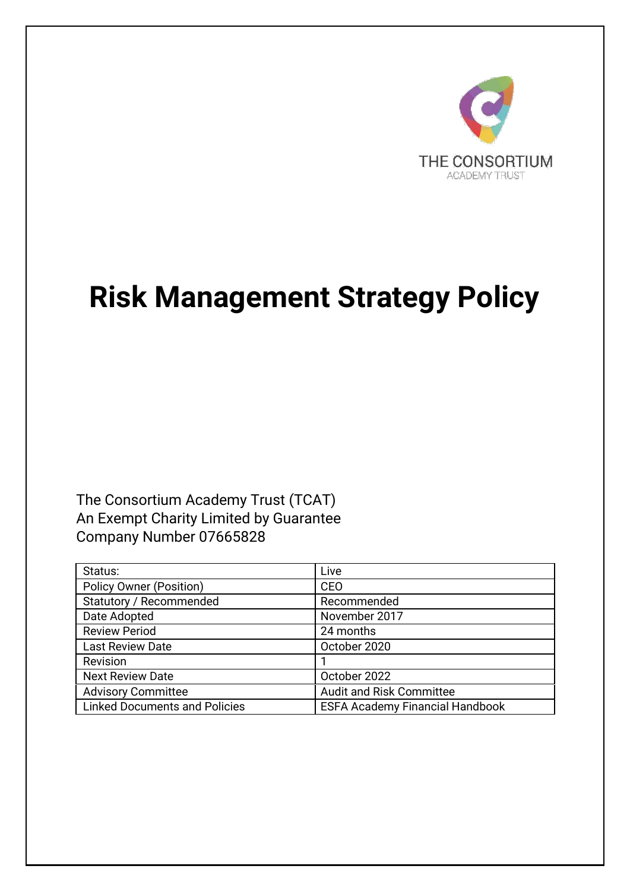THE CONSORTIUM
ACADEMY TRUST

# Risk Management Strategy Policy

The Consortium Academy Trust (TCAT)
An Exempt Charity Limited by Guarantee
Company Number 07665828

| Status: | Live |
|---|---|
| Policy Owner (Position) | CEO |
| Statutory / Recommended | Recommended |
| Date Adopted | November 2017 |
| Review Period | 24 months |
| Last Review Date | October 2020 |
| Revision | 1 |
| Next Review Date | October 2022 |
| Advisory Committee | Audit and Risk Committee |
| Linked Documents and Policies | ESFA Academy Financial Handbook |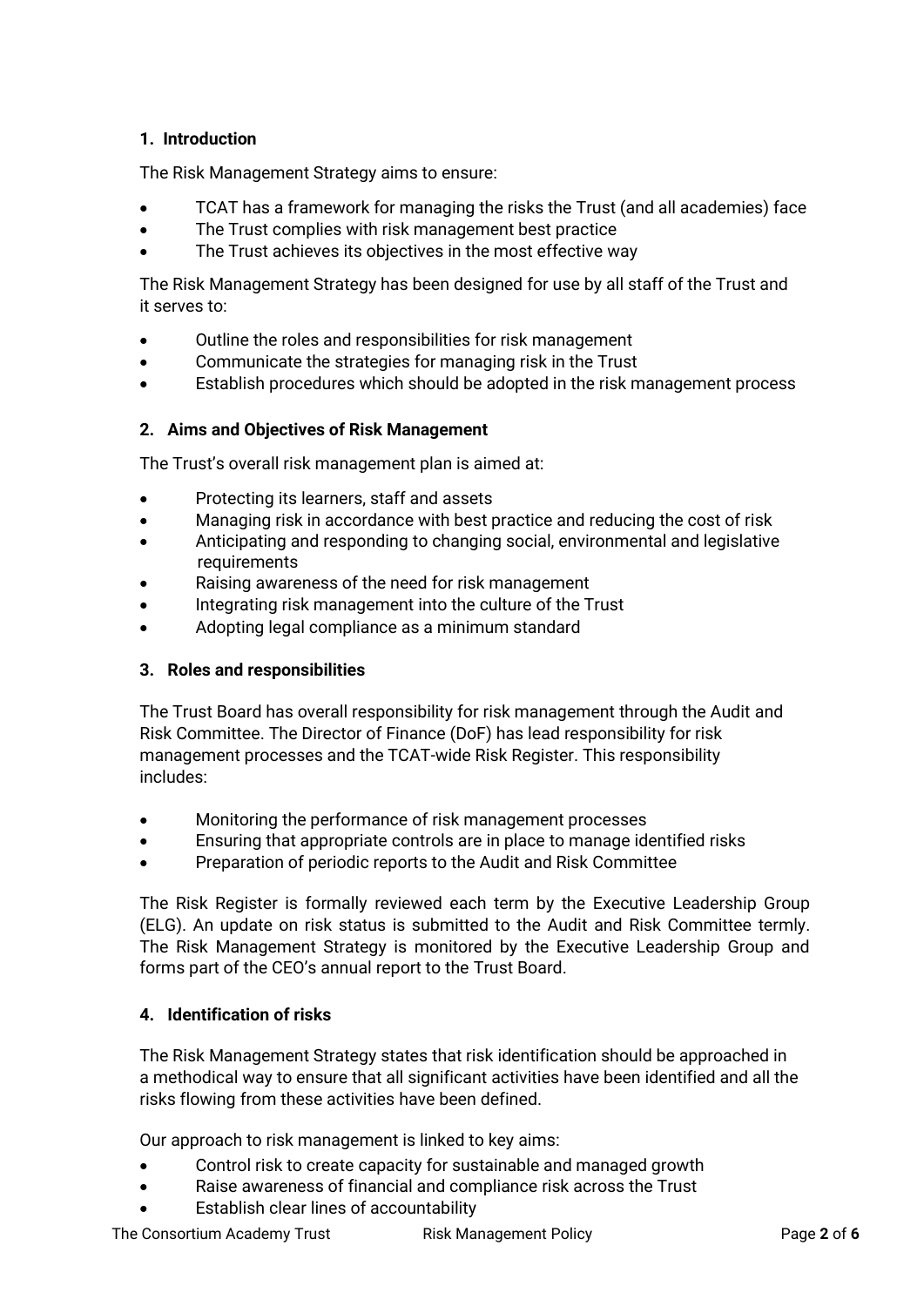## 1. Introduction

The Risk Management Strategy aims to ensure:

- TCAT has a framework for managing the risks the Trust (and all academies) face
- The Trust complies with risk management best practice
- The Trust achieves its objectives in the most effective way

The Risk Management Strategy has been designed for use by all staff of the Trust and it serves to:

- Outline the roles and responsibilities for risk management
- Communicate the strategies for managing risk in the Trust
- Establish procedures which should be adopted in the risk management process

## 2. Aims and Objectives of Risk Management

The Trust's overall risk management plan is aimed at:

- Protecting its learners, staff and assets
- Managing risk in accordance with best practice and reducing the cost of risk
- Anticipating and responding to changing social, environmental and legislative requirements
- Raising awareness of the need for risk management
- Integrating risk management into the culture of the Trust
- Adopting legal compliance as a minimum standard

## 3. Roles and responsibilities

The Trust Board has overall responsibility for risk management through the Audit and Risk Committee. The Director of Finance (DoF) has lead responsibility for risk management processes and the TCAT-wide Risk Register. This responsibility includes:

- Monitoring the performance of risk management processes
- Ensuring that appropriate controls are in place to manage identified risks
- Preparation of periodic reports to the Audit and Risk Committee

The Risk Register is formally reviewed each term by the Executive Leadership Group (ELG). An update on risk status is submitted to the Audit and Risk Committee termly. The Risk Management Strategy is monitored by the Executive Leadership Group and forms part of the CEO's annual report to the Trust Board.

## 4. Identification of risks

The Risk Management Strategy states that risk identification should be approached in a methodical way to ensure that all significant activities have been identified and all the risks flowing from these activities have been defined.

Our approach to risk management is linked to key aims:

- Control risk to create capacity for sustainable and managed growth
- Raise awareness of financial and compliance risk across the Trust
- Establish clear lines of accountability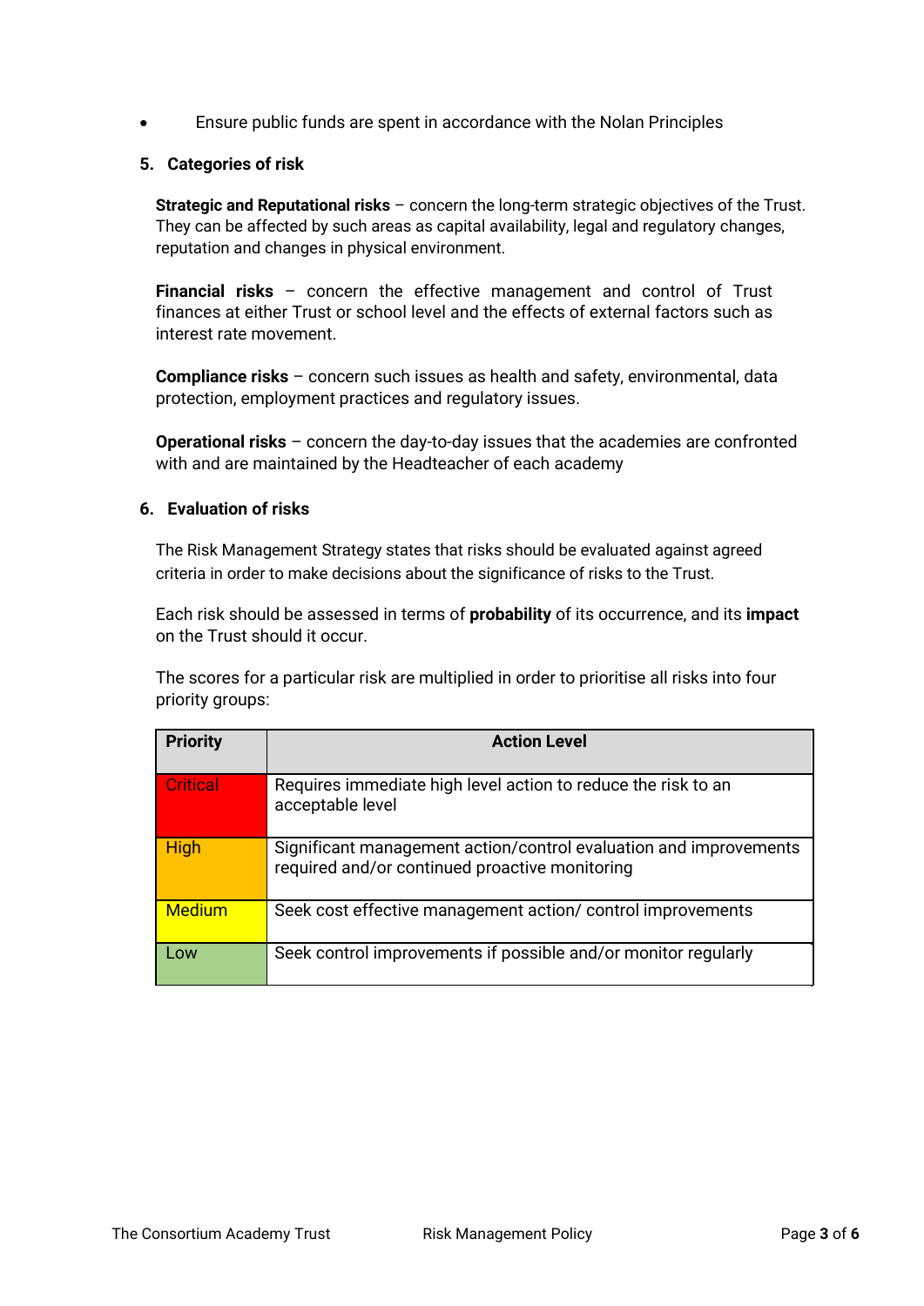- Ensure public funds are spent in accordance with the Nolan Principles

## 5. Categories of risk

**Strategic and Reputational risks** – concern the long-term strategic objectives of the Trust. They can be affected by such areas as capital availability, legal and regulatory changes, reputation and changes in physical environment.

**Financial risks** – concern the effective management and control of Trust finances at either Trust or school level and the effects of external factors such as interest rate movement.

**Compliance risks** – concern such issues as health and safety, environmental, data protection, employment practices and regulatory issues.

**Operational risks** – concern the day-to-day issues that the academies are confronted with and are maintained by the Headteacher of each academy

## 6. Evaluation of risks

The Risk Management Strategy states that risks should be evaluated against agreed criteria in order to make decisions about the significance of risks to the Trust.

Each risk should be assessed in terms of **probability** of its occurrence, and its **impact** on the Trust should it occur.

The scores for a particular risk are multiplied in order to prioritise all risks into four priority groups:

| Priority | Action Level |
|---|---|
| Critical | Requires immediate high level action to reduce the risk to an acceptable level |
| High | Significant management action/control evaluation and improvements required and/or continued proactive monitoring |
| Medium | Seek cost effective management action/ control improvements |
| Low | Seek control improvements if possible and/or monitor regularly |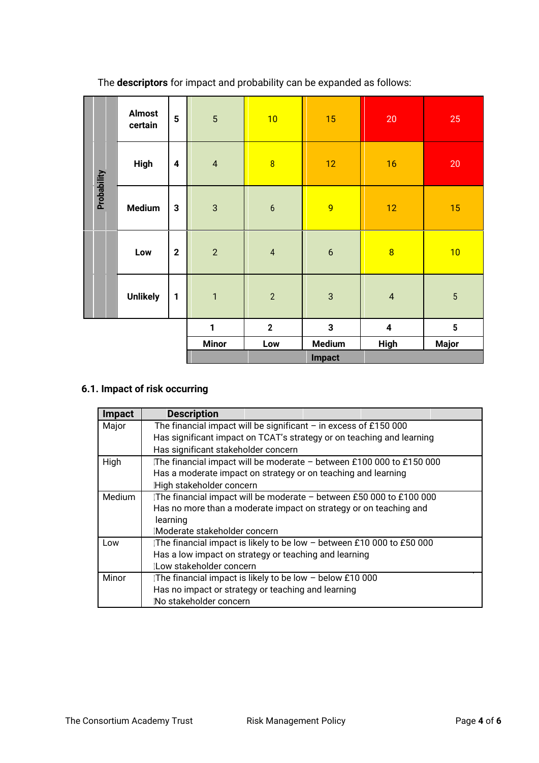The **descriptors** for impact and probability can be expanded as follows:

| Probability | | | | | | | |
|---|---|---|---|---|---|---|---|
| | Almost certain | 5 | 5 | 10 | 15 | 20 | 25 |
| | High | 4 | 4 | 8 | 12 | 16 | 20 |
| | Medium | 3 | 3 | 6 | 9 | 12 | 15 |
| | Low | 2 | 2 | 4 | 6 | 8 | 10 |
| | Unlikely | 1 | 1 | 2 | 3 | 4 | 5 |
| | | | **1** | **2** | **3** | **4** | **5** |
| | | | **Minor** | **Low** | **Medium** | **High** | **Major** |
| | | | | | **Impact** | | |

### 6.1. Impact of risk occurring

| Impact | Description |
|---|---|
| Major | The financial impact will be significant – in excess of £150 000<br>Has significant impact on TCAT's strategy or on teaching and learning<br>Has significant stakeholder concern |
| High | The financial impact will be moderate – between £100 000 to £150 000<br>Has a moderate impact on strategy or on teaching and learning<br>High stakeholder concern |
| Medium | The financial impact will be moderate – between £50 000 to £100 000<br>Has no more than a moderate impact on strategy or on teaching and learning<br>Moderate stakeholder concern |
| Low | The financial impact is likely to be low – between £10 000 to £50 000<br>Has a low impact on strategy or teaching and learning<br>Low stakeholder concern |
| Minor | The financial impact is likely to be low – below £10 000<br>Has no impact or strategy or teaching and learning<br>No stakeholder concern |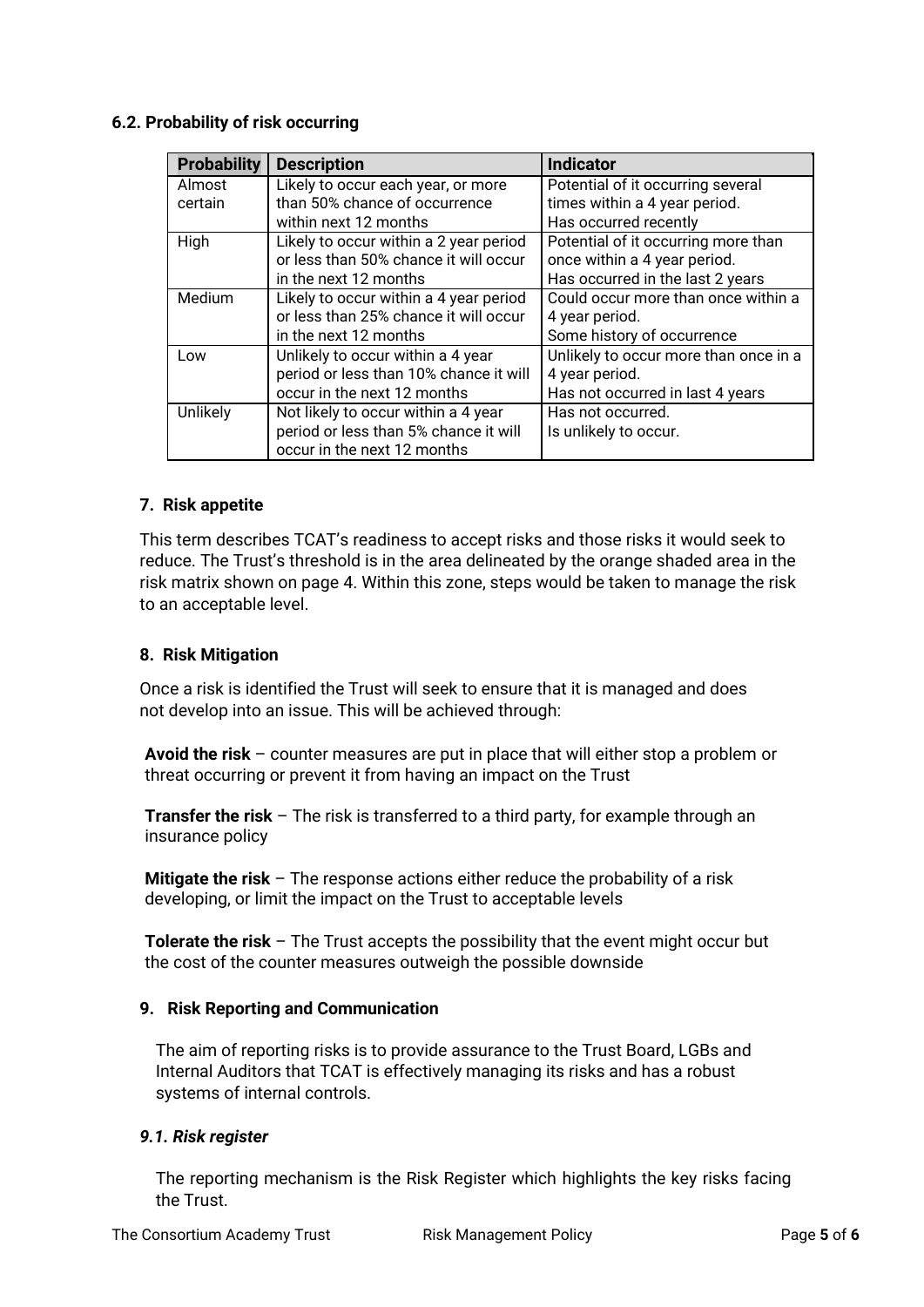### 6.2. Probability of risk occurring

| Probability | Description | Indicator |
|---|---|---|
| Almost certain | Likely to occur each year, or more than 50% chance of occurrence within next 12 months | Potential of it occurring several times within a 4 year period. Has occurred recently |
| High | Likely to occur within a 2 year period or less than 50% chance it will occur in the next 12 months | Potential of it occurring more than once within a 4 year period. Has occurred in the last 2 years |
| Medium | Likely to occur within a 4 year period or less than 25% chance it will occur in the next 12 months | Could occur more than once within a 4 year period. Some history of occurrence |
| Low | Unlikely to occur within a 4 year period or less than 10% chance it will occur in the next 12 months | Unlikely to occur more than once in a 4 year period. Has not occurred in last 4 years |
| Unlikely | Not likely to occur within a 4 year period or less than 5% chance it will occur in the next 12 months | Has not occurred. Is unlikely to occur. |

## 7. Risk appetite

This term describes TCAT's readiness to accept risks and those risks it would seek to reduce. The Trust's threshold is in the area delineated by the orange shaded area in the risk matrix shown on page 4. Within this zone, steps would be taken to manage the risk to an acceptable level.

## 8. Risk Mitigation

Once a risk is identified the Trust will seek to ensure that it is managed and does not develop into an issue. This will be achieved through:

**Avoid the risk** – counter measures are put in place that will either stop a problem or threat occurring or prevent it from having an impact on the Trust

**Transfer the risk** – The risk is transferred to a third party, for example through an insurance policy

**Mitigate the risk** – The response actions either reduce the probability of a risk developing, or limit the impact on the Trust to acceptable levels

**Tolerate the risk** – The Trust accepts the possibility that the event might occur but the cost of the counter measures outweigh the possible downside

## 9. Risk Reporting and Communication

The aim of reporting risks is to provide assurance to the Trust Board, LGBs and Internal Auditors that TCAT is effectively managing its risks and has a robust systems of internal controls.

### *9.1. Risk register*

The reporting mechanism is the Risk Register which highlights the key risks facing the Trust.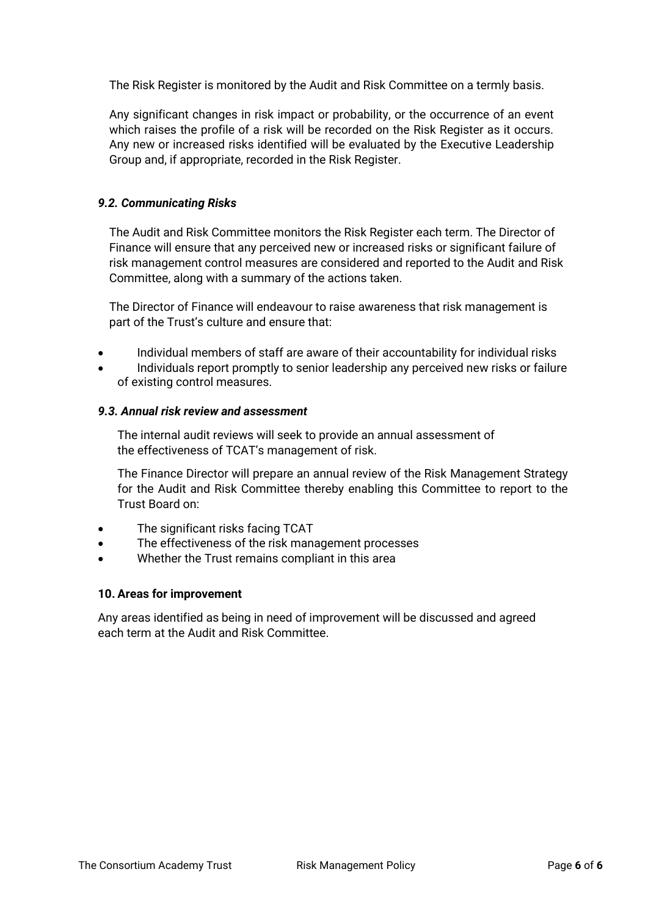The Risk Register is monitored by the Audit and Risk Committee on a termly basis.

Any significant changes in risk impact or probability, or the occurrence of an event which raises the profile of a risk will be recorded on the Risk Register as it occurs. Any new or increased risks identified will be evaluated by the Executive Leadership Group and, if appropriate, recorded in the Risk Register.

### *9.2. Communicating Risks*

The Audit and Risk Committee monitors the Risk Register each term. The Director of Finance will ensure that any perceived new or increased risks or significant failure of risk management control measures are considered and reported to the Audit and Risk Committee, along with a summary of the actions taken.

The Director of Finance will endeavour to raise awareness that risk management is part of the Trust's culture and ensure that:

- Individual members of staff are aware of their accountability for individual risks
- Individuals report promptly to senior leadership any perceived new risks or failure of existing control measures.

### *9.3. Annual risk review and assessment*

The internal audit reviews will seek to provide an annual assessment of the effectiveness of TCAT's management of risk.

The Finance Director will prepare an annual review of the Risk Management Strategy for the Audit and Risk Committee thereby enabling this Committee to report to the Trust Board on:

- The significant risks facing TCAT
- The effectiveness of the risk management processes
- Whether the Trust remains compliant in this area

## 10. Areas for improvement

Any areas identified as being in need of improvement will be discussed and agreed each term at the Audit and Risk Committee.